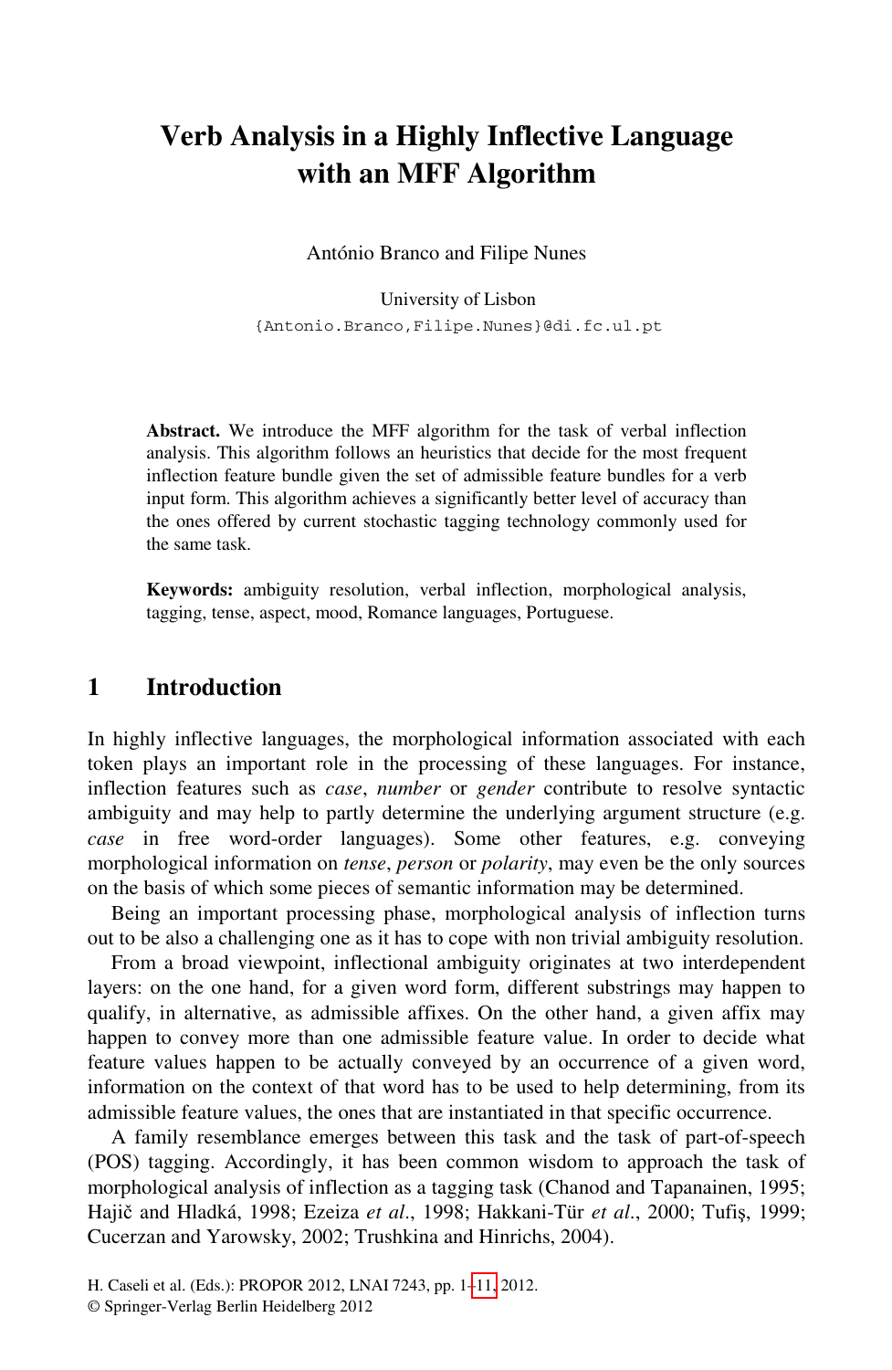# Verb Analysis in a Highly Inflective Language with an MFF Algorithm

António Branco and Filipe Nunes

University of Lisbon
{Antonio.Branco,Filipe.Nunes}@di.fc.ul.pt

**Abstract.** We introduce the MFF algorithm for the task of verbal inflection analysis. This algorithm follows an heuristics that decide for the most frequent inflection feature bundle given the set of admissible feature bundles for a verb input form. This algorithm achieves a significantly better level of accuracy than the ones offered by current stochastic tagging technology commonly used for the same task.

**Keywords:** ambiguity resolution, verbal inflection, morphological analysis, tagging, tense, aspect, mood, Romance languages, Portuguese.

## 1 Introduction

In highly inflective languages, the morphological information associated with each token plays an important role in the processing of these languages. For instance, inflection features such as *case*, *number* or *gender* contribute to resolve syntactic ambiguity and may help to partly determine the underlying argument structure (e.g. *case* in free word-order languages). Some other features, e.g. conveying morphological information on *tense*, *person* or *polarity*, may even be the only sources on the basis of which some pieces of semantic information may be determined.

Being an important processing phase, morphological analysis of inflection turns out to be also a challenging one as it has to cope with non trivial ambiguity resolution.

From a broad viewpoint, inflectional ambiguity originates at two interdependent layers: on the one hand, for a given word form, different substrings may happen to qualify, in alternative, as admissible affixes. On the other hand, a given affix may happen to convey more than one admissible feature value. In order to decide what feature values happen to be actually conveyed by an occurrence of a given word, information on the context of that word has to be used to help determining, from its admissible feature values, the ones that are instantiated in that specific occurrence.

A family resemblance emerges between this task and the task of part-of-speech (POS) tagging. Accordingly, it has been common wisdom to approach the task of morphological analysis of inflection as a tagging task (Chanod and Tapanainen, 1995; Hajič and Hladká, 1998; Ezeiza *et al.*, 1998; Hakkani-Tür *et al.*, 2000; Tufiş, 1999; Cucerzan and Yarowsky, 2002; Trushkina and Hinrichs, 2004).

H. Caseli et al. (Eds.): PROPOR 2012, LNAI 7243, pp. 1–11, 2012.
© Springer-Verlag Berlin Heidelberg 2012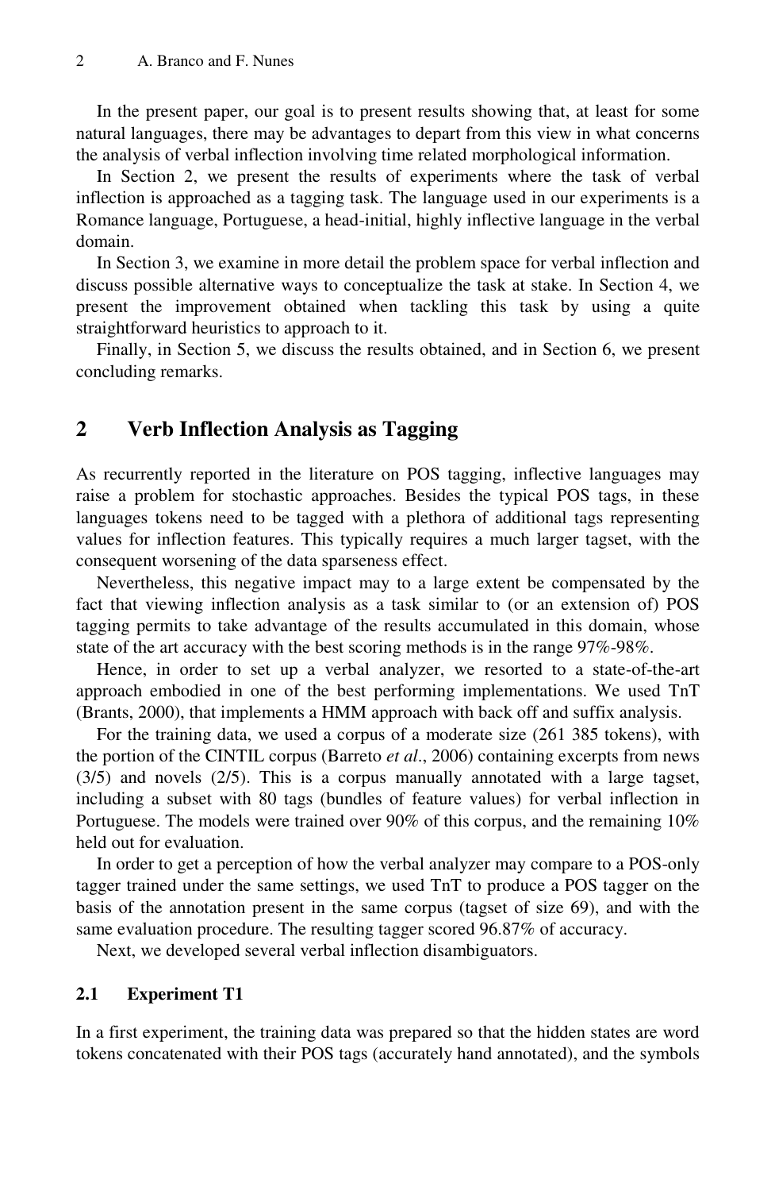In the present paper, our goal is to present results showing that, at least for some natural languages, there may be advantages to depart from this view in what concerns the analysis of verbal inflection involving time related morphological information.

In Section 2, we present the results of experiments where the task of verbal inflection is approached as a tagging task. The language used in our experiments is a Romance language, Portuguese, a head-initial, highly inflective language in the verbal domain.

In Section 3, we examine in more detail the problem space for verbal inflection and discuss possible alternative ways to conceptualize the task at stake. In Section 4, we present the improvement obtained when tackling this task by using a quite straightforward heuristics to approach to it.

Finally, in Section 5, we discuss the results obtained, and in Section 6, we present concluding remarks.

## 2 Verb Inflection Analysis as Tagging

As recurrently reported in the literature on POS tagging, inflective languages may raise a problem for stochastic approaches. Besides the typical POS tags, in these languages tokens need to be tagged with a plethora of additional tags representing values for inflection features. This typically requires a much larger tagset, with the consequent worsening of the data sparseness effect.

Nevertheless, this negative impact may to a large extent be compensated by the fact that viewing inflection analysis as a task similar to (or an extension of) POS tagging permits to take advantage of the results accumulated in this domain, whose state of the art accuracy with the best scoring methods is in the range 97%-98%.

Hence, in order to set up a verbal analyzer, we resorted to a state-of-the-art approach embodied in one of the best performing implementations. We used TnT (Brants, 2000), that implements a HMM approach with back off and suffix analysis.

For the training data, we used a corpus of a moderate size (261 385 tokens), with the portion of the CINTIL corpus (Barreto *et al*., 2006) containing excerpts from news (3/5) and novels (2/5). This is a corpus manually annotated with a large tagset, including a subset with 80 tags (bundles of feature values) for verbal inflection in Portuguese. The models were trained over 90% of this corpus, and the remaining 10% held out for evaluation.

In order to get a perception of how the verbal analyzer may compare to a POS-only tagger trained under the same settings, we used TnT to produce a POS tagger on the basis of the annotation present in the same corpus (tagset of size 69), and with the same evaluation procedure. The resulting tagger scored 96.87% of accuracy.

Next, we developed several verbal inflection disambiguators.

### 2.1 Experiment T1

In a first experiment, the training data was prepared so that the hidden states are word tokens concatenated with their POS tags (accurately hand annotated), and the symbols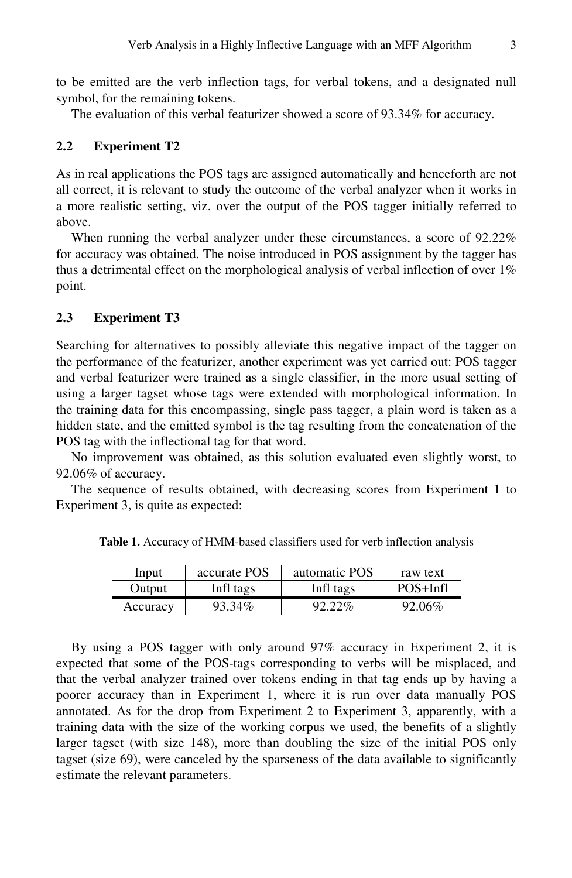to be emitted are the verb inflection tags, for verbal tokens, and a designated null symbol, for the remaining tokens.

The evaluation of this verbal featurizer showed a score of 93.34% for accuracy.

### 2.2 Experiment T2

As in real applications the POS tags are assigned automatically and henceforth are not all correct, it is relevant to study the outcome of the verbal analyzer when it works in a more realistic setting, viz. over the output of the POS tagger initially referred to above.

When running the verbal analyzer under these circumstances, a score of 92.22% for accuracy was obtained. The noise introduced in POS assignment by the tagger has thus a detrimental effect on the morphological analysis of verbal inflection of over 1% point.

### 2.3 Experiment T3

Searching for alternatives to possibly alleviate this negative impact of the tagger on the performance of the featurizer, another experiment was yet carried out: POS tagger and verbal featurizer were trained as a single classifier, in the more usual setting of using a larger tagset whose tags were extended with morphological information. In the training data for this encompassing, single pass tagger, a plain word is taken as a hidden state, and the emitted symbol is the tag resulting from the concatenation of the POS tag with the inflectional tag for that word.

No improvement was obtained, as this solution evaluated even slightly worst, to 92.06% of accuracy.

The sequence of results obtained, with decreasing scores from Experiment 1 to Experiment 3, is quite as expected:

**Table 1.** Accuracy of HMM-based classifiers used for verb inflection analysis

| Input | accurate POS | automatic POS | raw text |
|---|---|---|---|
| Output | Infl tags | Infl tags | POS+Infl |
| Accuracy | 93.34% | 92.22% | 92.06% |

By using a POS tagger with only around 97% accuracy in Experiment 2, it is expected that some of the POS-tags corresponding to verbs will be misplaced, and that the verbal analyzer trained over tokens ending in that tag ends up by having a poorer accuracy than in Experiment 1, where it is run over data manually POS annotated. As for the drop from Experiment 2 to Experiment 3, apparently, with a training data with the size of the working corpus we used, the benefits of a slightly larger tagset (with size 148), more than doubling the size of the initial POS only tagset (size 69), were canceled by the sparseness of the data available to significantly estimate the relevant parameters.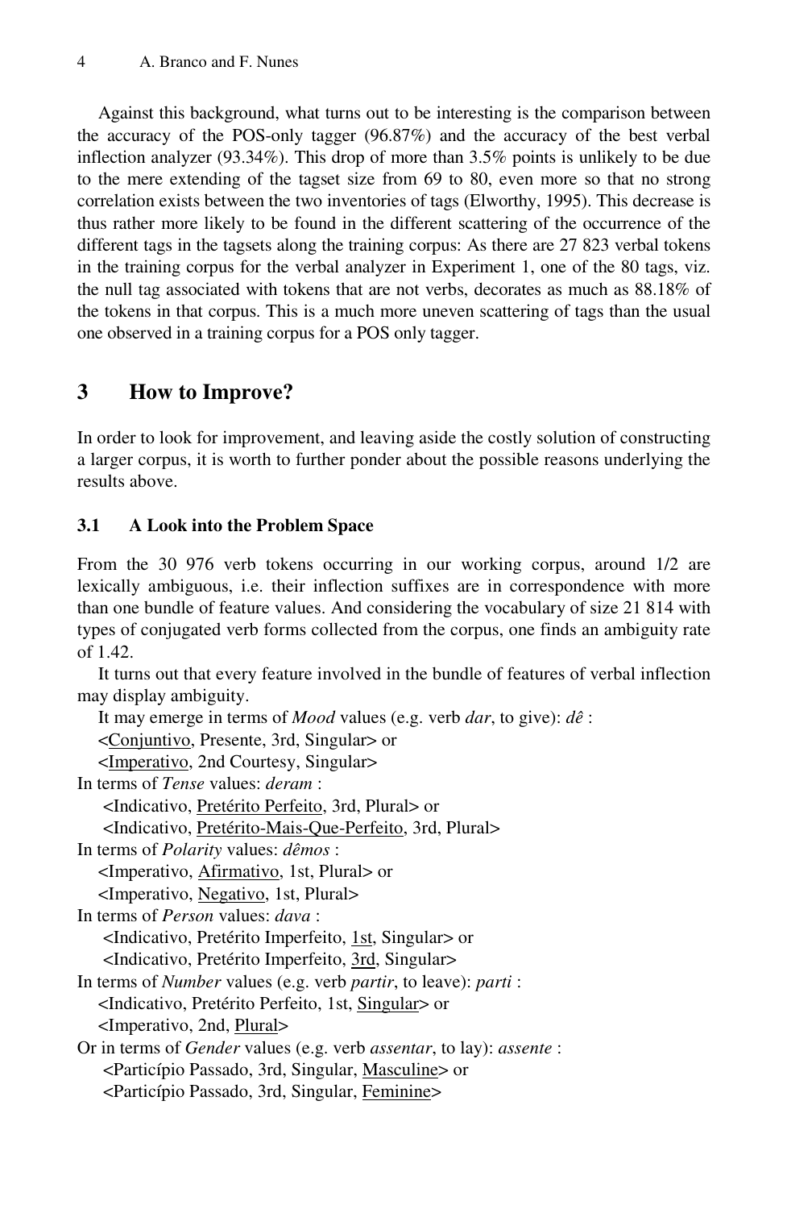Against this background, what turns out to be interesting is the comparison between the accuracy of the POS-only tagger (96.87%) and the accuracy of the best verbal inflection analyzer (93.34%). This drop of more than 3.5% points is unlikely to be due to the mere extending of the tagset size from 69 to 80, even more so that no strong correlation exists between the two inventories of tags (Elworthy, 1995). This decrease is thus rather more likely to be found in the different scattering of the occurrence of the different tags in the tagsets along the training corpus: As there are 27 823 verbal tokens in the training corpus for the verbal analyzer in Experiment 1, one of the 80 tags, viz. the null tag associated with tokens that are not verbs, decorates as much as 88.18% of the tokens in that corpus. This is a much more uneven scattering of tags than the usual one observed in a training corpus for a POS only tagger.

## 3 How to Improve?

In order to look for improvement, and leaving aside the costly solution of constructing a larger corpus, it is worth to further ponder about the possible reasons underlying the results above.

### 3.1 A Look into the Problem Space

From the 30 976 verb tokens occurring in our working corpus, around 1/2 are lexically ambiguous, i.e. their inflection suffixes are in correspondence with more than one bundle of feature values. And considering the vocabulary of size 21 814 with types of conjugated verb forms collected from the corpus, one finds an ambiguity rate of 1.42.

It turns out that every feature involved in the bundle of features of verbal inflection may display ambiguity.

It may emerge in terms of *Mood* values (e.g. verb *dar*, to give): *dê* :
<Conjuntivo, Presente, 3rd, Singular> or
<Imperativo, 2nd Courtesy, Singular>

In terms of *Tense* values: *deram* :
<Indicativo, Pretérito Perfeito, 3rd, Plural> or
<Indicativo, Pretérito-Mais-Que-Perfeito, 3rd, Plural>

In terms of *Polarity* values: *dêmos* :
<Imperativo, Afirmativo, 1st, Plural> or
<Imperativo, Negativo, 1st, Plural>

In terms of *Person* values: *dava* :
<Indicativo, Pretérito Imperfeito, 1st, Singular> or
<Indicativo, Pretérito Imperfeito, 3rd, Singular>

In terms of *Number* values (e.g. verb *partir*, to leave): *parti* :
<Indicativo, Pretérito Perfeito, 1st, Singular> or
<Imperativo, 2nd, Plural>

Or in terms of *Gender* values (e.g. verb *assentar*, to lay): *assente* :
<Particípio Passado, 3rd, Singular, Masculine> or
<Particípio Passado, 3rd, Singular, Feminine>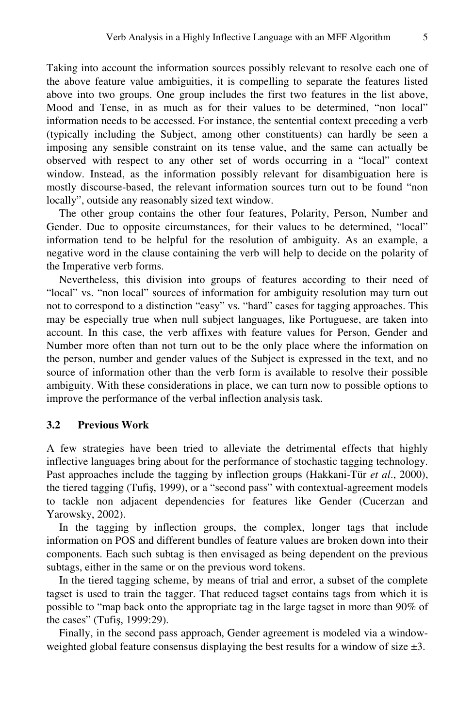Taking into account the information sources possibly relevant to resolve each one of the above feature value ambiguities, it is compelling to separate the features listed above into two groups. One group includes the first two features in the list above, Mood and Tense, in as much as for their values to be determined, "non local" information needs to be accessed. For instance, the sentential context preceding a verb (typically including the Subject, among other constituents) can hardly be seen a imposing any sensible constraint on its tense value, and the same can actually be observed with respect to any other set of words occurring in a "local" context window. Instead, as the information possibly relevant for disambiguation here is mostly discourse-based, the relevant information sources turn out to be found "non locally", outside any reasonably sized text window.

The other group contains the other four features, Polarity, Person, Number and Gender. Due to opposite circumstances, for their values to be determined, "local" information tend to be helpful for the resolution of ambiguity. As an example, a negative word in the clause containing the verb will help to decide on the polarity of the Imperative verb forms.

Nevertheless, this division into groups of features according to their need of "local" vs. "non local" sources of information for ambiguity resolution may turn out not to correspond to a distinction "easy" vs. "hard" cases for tagging approaches. This may be especially true when null subject languages, like Portuguese, are taken into account. In this case, the verb affixes with feature values for Person, Gender and Number more often than not turn out to be the only place where the information on the person, number and gender values of the Subject is expressed in the text, and no source of information other than the verb form is available to resolve their possible ambiguity. With these considerations in place, we can turn now to possible options to improve the performance of the verbal inflection analysis task.

### 3.2 Previous Work

A few strategies have been tried to alleviate the detrimental effects that highly inflective languages bring about for the performance of stochastic tagging technology. Past approaches include the tagging by inflection groups (Hakkani-Tür *et al*., 2000), the tiered tagging (Tufiş, 1999), or a "second pass" with contextual-agreement models to tackle non adjacent dependencies for features like Gender (Cucerzan and Yarowsky, 2002).

In the tagging by inflection groups, the complex, longer tags that include information on POS and different bundles of feature values are broken down into their components. Each such subtag is then envisaged as being dependent on the previous subtags, either in the same or on the previous word tokens.

In the tiered tagging scheme, by means of trial and error, a subset of the complete tagset is used to train the tagger. That reduced tagset contains tags from which it is possible to "map back onto the appropriate tag in the large tagset in more than 90% of the cases" (Tufiş, 1999:29).

Finally, in the second pass approach, Gender agreement is modeled via a window-weighted global feature consensus displaying the best results for a window of size ±3.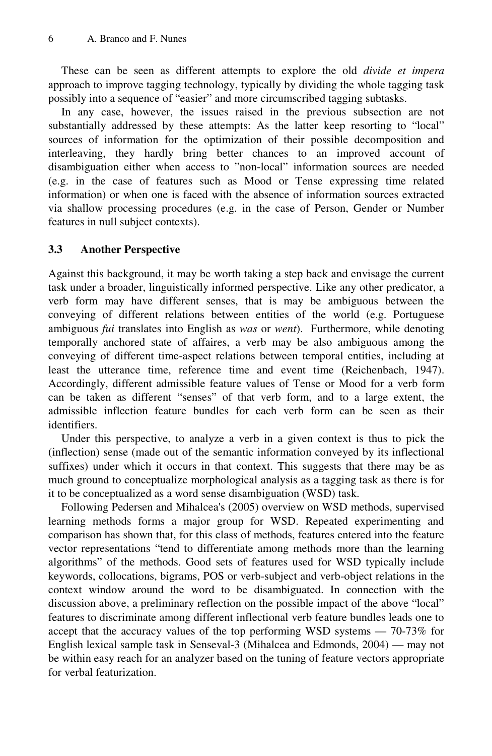These can be seen as different attempts to explore the old *divide et impera* approach to improve tagging technology, typically by dividing the whole tagging task possibly into a sequence of “easier” and more circumscribed tagging subtasks.

In any case, however, the issues raised in the previous subsection are not substantially addressed by these attempts: As the latter keep resorting to “local” sources of information for the optimization of their possible decomposition and interleaving, they hardly bring better chances to an improved account of disambiguation either when access to ”non-local” information sources are needed (e.g. in the case of features such as Mood or Tense expressing time related information) or when one is faced with the absence of information sources extracted via shallow processing procedures (e.g. in the case of Person, Gender or Number features in null subject contexts).

### 3.3 Another Perspective

Against this background, it may be worth taking a step back and envisage the current task under a broader, linguistically informed perspective. Like any other predicator, a verb form may have different senses, that is may be ambiguous between the conveying of different relations between entities of the world (e.g. Portuguese ambiguous *fui* translates into English as *was* or *went*). Furthermore, while denoting temporally anchored state of affaires, a verb may be also ambiguous among the conveying of different time-aspect relations between temporal entities, including at least the utterance time, reference time and event time (Reichenbach, 1947). Accordingly, different admissible feature values of Tense or Mood for a verb form can be taken as different “senses” of that verb form, and to a large extent, the admissible inflection feature bundles for each verb form can be seen as their identifiers.

Under this perspective, to analyze a verb in a given context is thus to pick the (inflection) sense (made out of the semantic information conveyed by its inflectional suffixes) under which it occurs in that context. This suggests that there may be as much ground to conceptualize morphological analysis as a tagging task as there is for it to be conceptualized as a word sense disambiguation (WSD) task.

Following Pedersen and Mihalcea's (2005) overview on WSD methods, supervised learning methods forms a major group for WSD. Repeated experimenting and comparison has shown that, for this class of methods, features entered into the feature vector representations “tend to differentiate among methods more than the learning algorithms” of the methods. Good sets of features used for WSD typically include keywords, collocations, bigrams, POS or verb-subject and verb-object relations in the context window around the word to be disambiguated. In connection with the discussion above, a preliminary reflection on the possible impact of the above “local” features to discriminate among different inflectional verb feature bundles leads one to accept that the accuracy values of the top performing WSD systems — 70-73% for English lexical sample task in Senseval-3 (Mihalcea and Edmonds, 2004) — may not be within easy reach for an analyzer based on the tuning of feature vectors appropriate for verbal featurization.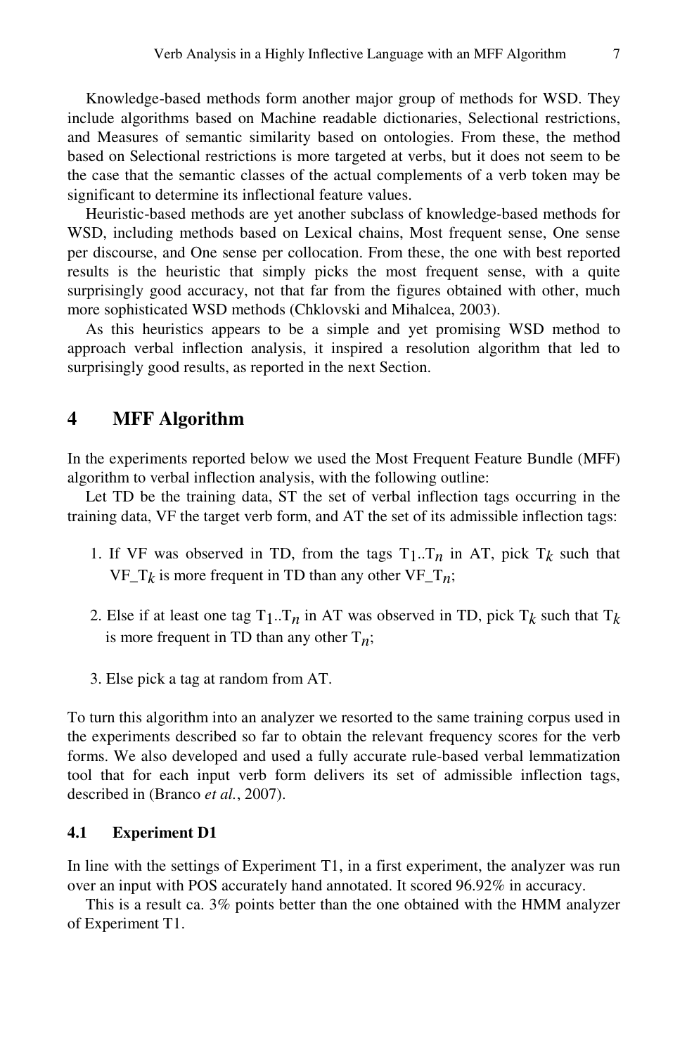Knowledge-based methods form another major group of methods for WSD. They include algorithms based on Machine readable dictionaries, Selectional restrictions, and Measures of semantic similarity based on ontologies. From these, the method based on Selectional restrictions is more targeted at verbs, but it does not seem to be the case that the semantic classes of the actual complements of a verb token may be significant to determine its inflectional feature values.

Heuristic-based methods are yet another subclass of knowledge-based methods for WSD, including methods based on Lexical chains, Most frequent sense, One sense per discourse, and One sense per collocation. From these, the one with best reported results is the heuristic that simply picks the most frequent sense, with a quite surprisingly good accuracy, not that far from the figures obtained with other, much more sophisticated WSD methods (Chklovski and Mihalcea, 2003).

As this heuristics appears to be a simple and yet promising WSD method to approach verbal inflection analysis, it inspired a resolution algorithm that led to surprisingly good results, as reported in the next Section.

## 4 MFF Algorithm

In the experiments reported below we used the Most Frequent Feature Bundle (MFF) algorithm to verbal inflection analysis, with the following outline:

Let TD be the training data, ST the set of verbal inflection tags occurring in the training data, VF the target verb form, and AT the set of its admissible inflection tags:

1. If VF was observed in TD, from the tags $T_1..T_n$ in AT, pick $T_k$ such that VF_$T_k$ is more frequent in TD than any other VF_$T_n$;

2. Else if at least one tag $T_1..T_n$ in AT was observed in TD, pick $T_k$ such that $T_k$ is more frequent in TD than any other $T_n$;

3. Else pick a tag at random from AT.

To turn this algorithm into an analyzer we resorted to the same training corpus used in the experiments described so far to obtain the relevant frequency scores for the verb forms. We also developed and used a fully accurate rule-based verbal lemmatization tool that for each input verb form delivers its set of admissible inflection tags, described in (Branco *et al.*, 2007).

### 4.1 Experiment D1

In line with the settings of Experiment T1, in a first experiment, the analyzer was run over an input with POS accurately hand annotated. It scored 96.92% in accuracy.

This is a result ca. 3% points better than the one obtained with the HMM analyzer of Experiment T1.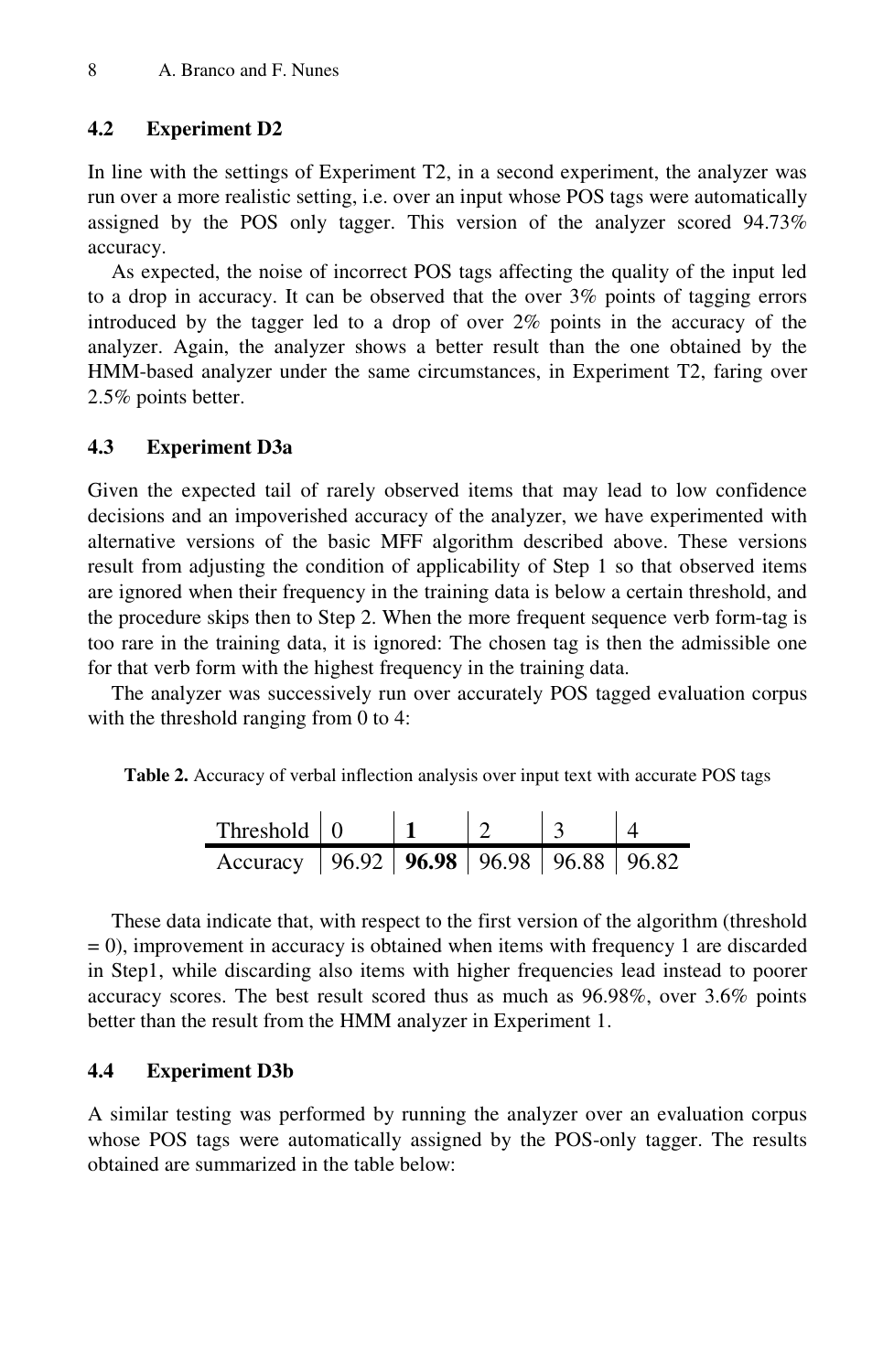### 4.2 Experiment D2

In line with the settings of Experiment T2, in a second experiment, the analyzer was run over a more realistic setting, i.e. over an input whose POS tags were automatically assigned by the POS only tagger. This version of the analyzer scored 94.73% accuracy.

As expected, the noise of incorrect POS tags affecting the quality of the input led to a drop in accuracy. It can be observed that the over 3% points of tagging errors introduced by the tagger led to a drop of over 2% points in the accuracy of the analyzer. Again, the analyzer shows a better result than the one obtained by the HMM-based analyzer under the same circumstances, in Experiment T2, faring over 2.5% points better.

### 4.3 Experiment D3a

Given the expected tail of rarely observed items that may lead to low confidence decisions and an impoverished accuracy of the analyzer, we have experimented with alternative versions of the basic MFF algorithm described above. These versions result from adjusting the condition of applicability of Step 1 so that observed items are ignored when their frequency in the training data is below a certain threshold, and the procedure skips then to Step 2. When the more frequent sequence verb form-tag is too rare in the training data, it is ignored: The chosen tag is then the admissible one for that verb form with the highest frequency in the training data.

The analyzer was successively run over accurately POS tagged evaluation corpus with the threshold ranging from 0 to 4:

**Table 2.** Accuracy of verbal inflection analysis over input text with accurate POS tags

| Threshold | 0 | **1** | 2 | 3 | 4 |
|---|---|---|---|---|---|
| Accuracy | 96.92 | **96.98** | 96.98 | 96.88 | 96.82 |

These data indicate that, with respect to the first version of the algorithm (threshold = 0), improvement in accuracy is obtained when items with frequency 1 are discarded in Step1, while discarding also items with higher frequencies lead instead to poorer accuracy scores. The best result scored thus as much as 96.98%, over 3.6% points better than the result from the HMM analyzer in Experiment 1.

### 4.4 Experiment D3b

A similar testing was performed by running the analyzer over an evaluation corpus whose POS tags were automatically assigned by the POS-only tagger. The results obtained are summarized in the table below: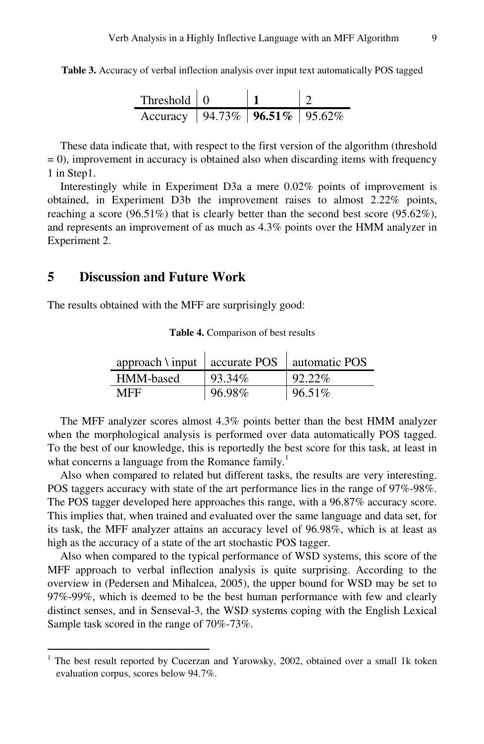**Table 3.** Accuracy of verbal inflection analysis over input text automatically POS tagged

| Threshold | 0 | **1** | 2 |
|---|---|---|---|
| Accuracy | 94.73% | **96.51%** | 95.62% |

These data indicate that, with respect to the first version of the algorithm (threshold = 0), improvement in accuracy is obtained also when discarding items with frequency 1 in Step1.

Interestingly while in Experiment D3a a mere 0.02% points of improvement is obtained, in Experiment D3b the improvement raises to almost 2.22% points, reaching a score (96.51%) that is clearly better than the second best score (95.62%), and represents an improvement of as much as 4.3% points over the HMM analyzer in Experiment 2.

## 5 Discussion and Future Work

The results obtained with the MFF are surprisingly good:

**Table 4.** Comparison of best results

| approach \ input | accurate POS | automatic POS |
|---|---|---|
| HMM-based | 93.34% | 92.22% |
| MFF | 96.98% | 96.51% |

The MFF analyzer scores almost 4.3% points better than the best HMM analyzer when the morphological analysis is performed over data automatically POS tagged. To the best of our knowledge, this is reportedly the best score for this task, at least in what concerns a language from the Romance family.[1]

Also when compared to related but different tasks, the results are very interesting. POS taggers accuracy with state of the art performance lies in the range of 97%-98%. The POS tagger developed here approaches this range, with a 96.87% accuracy score. This implies that, when trained and evaluated over the same language and data set, for its task, the MFF analyzer attains an accuracy level of 96.98%, which is at least as high as the accuracy of a state of the art stochastic POS tagger.

Also when compared to the typical performance of WSD systems, this score of the MFF approach to verbal inflection analysis is quite surprising. According to the overview in (Pedersen and Mihalcea, 2005), the upper bound for WSD may be set to 97%-99%, which is deemed to be the best human performance with few and clearly distinct senses, and in Senseval-3, the WSD systems coping with the English Lexical Sample task scored in the range of 70%-73%.

---

[1] The best result reported by Cucerzan and Yarowsky, 2002, obtained over a small 1k token evaluation corpus, scores below 94.7%.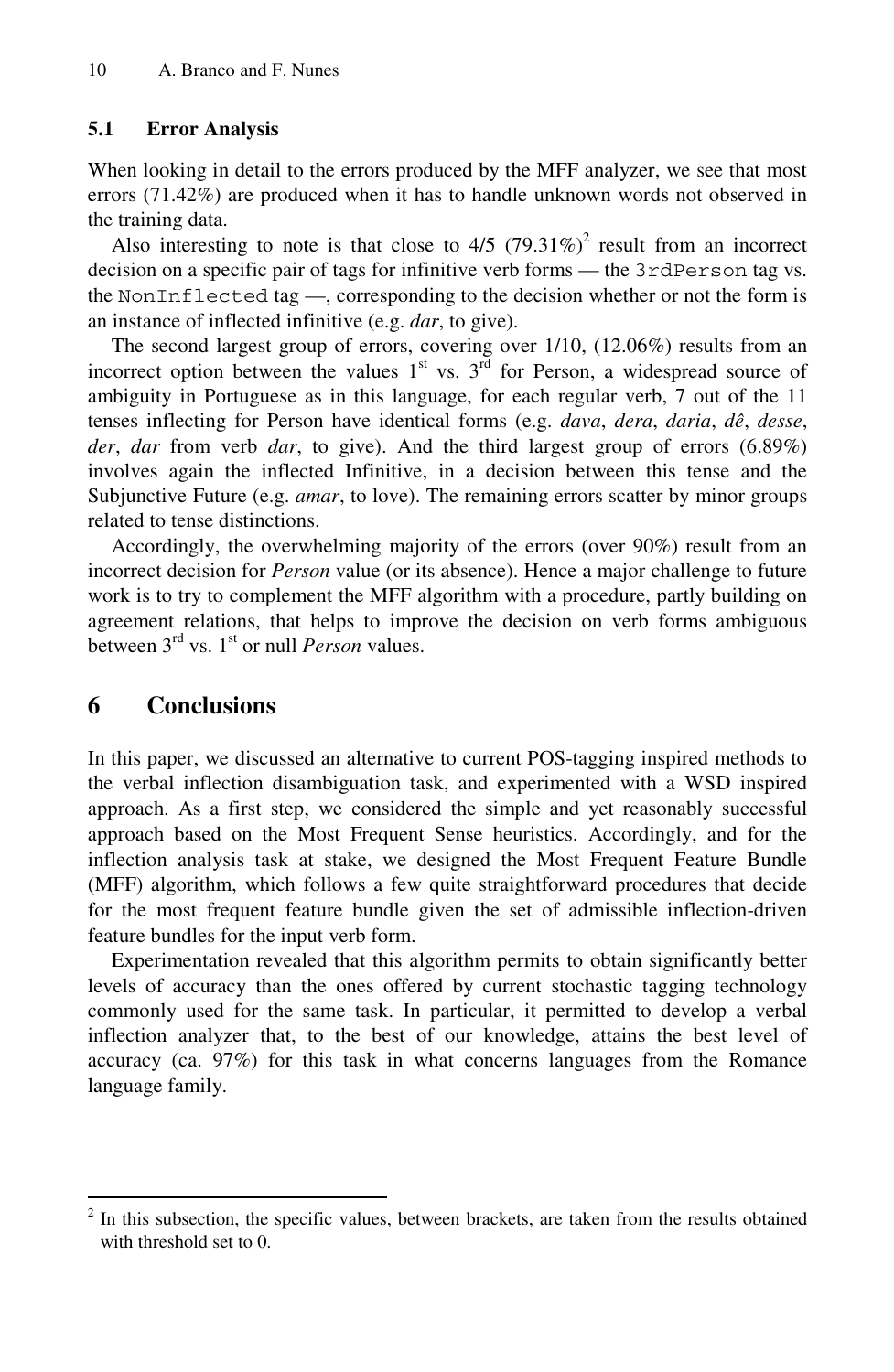### 5.1 Error Analysis

When looking in detail to the errors produced by the MFF analyzer, we see that most errors (71.42%) are produced when it has to handle unknown words not observed in the training data.

Also interesting to note is that close to 4/5 (79.31%)[2] result from an incorrect decision on a specific pair of tags for infinitive verb forms — the `3rdPerson` tag vs. the `NonInflected` tag —, corresponding to the decision whether or not the form is an instance of inflected infinitive (e.g. *dar*, to give).

The second largest group of errors, covering over 1/10, (12.06%) results from an incorrect option between the values 1st vs. 3rd for Person, a widespread source of ambiguity in Portuguese as in this language, for each regular verb, 7 out of the 11 tenses inflecting for Person have identical forms (e.g. *dava*, *dera*, *daria*, *dê*, *desse*, *der*, *dar* from verb *dar*, to give). And the third largest group of errors (6.89%) involves again the inflected Infinitive, in a decision between this tense and the Subjunctive Future (e.g. *amar*, to love). The remaining errors scatter by minor groups related to tense distinctions.

Accordingly, the overwhelming majority of the errors (over 90%) result from an incorrect decision for *Person* value (or its absence). Hence a major challenge to future work is to try to complement the MFF algorithm with a procedure, partly building on agreement relations, that helps to improve the decision on verb forms ambiguous between 3rd vs. 1st or null *Person* values.

## 6 Conclusions

In this paper, we discussed an alternative to current POS-tagging inspired methods to the verbal inflection disambiguation task, and experimented with a WSD inspired approach. As a first step, we considered the simple and yet reasonably successful approach based on the Most Frequent Sense heuristics. Accordingly, and for the inflection analysis task at stake, we designed the Most Frequent Feature Bundle (MFF) algorithm, which follows a few quite straightforward procedures that decide for the most frequent feature bundle given the set of admissible inflection-driven feature bundles for the input verb form.

Experimentation revealed that this algorithm permits to obtain significantly better levels of accuracy than the ones offered by current stochastic tagging technology commonly used for the same task. In particular, it permitted to develop a verbal inflection analyzer that, to the best of our knowledge, attains the best level of accuracy (ca. 97%) for this task in what concerns languages from the Romance language family.

---

[2] In this subsection, the specific values, between brackets, are taken from the results obtained with threshold set to 0.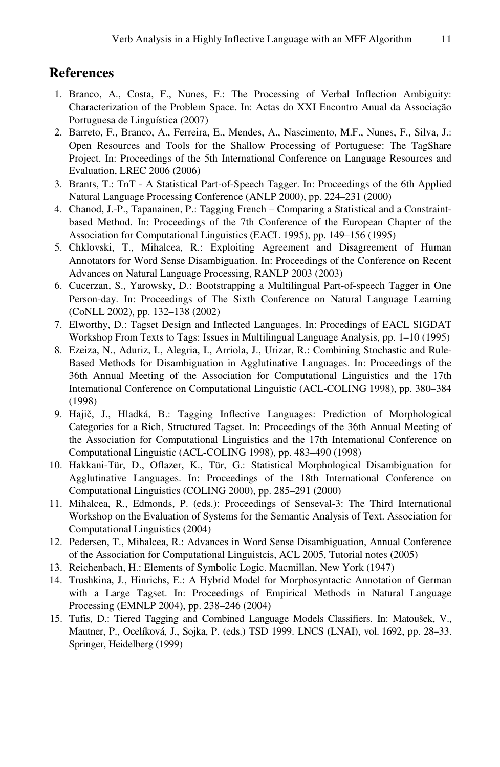## References

1. Branco, A., Costa, F., Nunes, F.: The Processing of Verbal Inflection Ambiguity: Characterization of the Problem Space. In: Actas do XXI Encontro Anual da Associação Portuguesa de Linguística (2007)
2. Barreto, F., Branco, A., Ferreira, E., Mendes, A., Nascimento, M.F., Nunes, F., Silva, J.: Open Resources and Tools for the Shallow Processing of Portuguese: The TagShare Project. In: Proceedings of the 5th International Conference on Language Resources and Evaluation, LREC 2006 (2006)
3. Brants, T.: TnT - A Statistical Part-of-Speech Tagger. In: Proceedings of the 6th Applied Natural Language Processing Conference (ANLP 2000), pp. 224–231 (2000)
4. Chanod, J.-P., Tapanainen, P.: Tagging French – Comparing a Statistical and a Constraint-based Method. In: Proceedings of the 7th Conference of the European Chapter of the Association for Computational Linguistics (EACL 1995), pp. 149–156 (1995)
5. Chklovski, T., Mihalcea, R.: Exploiting Agreement and Disagreement of Human Annotators for Word Sense Disambiguation. In: Proceedings of the Conference on Recent Advances on Natural Language Processing, RANLP 2003 (2003)
6. Cucerzan, S., Yarowsky, D.: Bootstrapping a Multilingual Part-of-speech Tagger in One Person-day. In: Proceedings of The Sixth Conference on Natural Language Learning (CoNLL 2002), pp. 132–138 (2002)
7. Elworthy, D.: Tagset Design and Inflected Languages. In: Procedings of EACL SIGDAT Workshop From Texts to Tags: Issues in Multilingual Language Analysis, pp. 1–10 (1995)
8. Ezeiza, N., Aduriz, I., Alegria, I., Arriola, J., Urizar, R.: Combining Stochastic and Rule-Based Methods for Disambiguation in Agglutinative Languages. In: Proceedings of the 36th Annual Meeting of the Association for Computational Linguistics and the 17th Intemational Conference on Computational Linguistic (ACL-COLING 1998), pp. 380–384 (1998)
9. Hajič, J., Hladká, B.: Tagging Inflective Languages: Prediction of Morphological Categories for a Rich, Structured Tagset. In: Proceedings of the 36th Annual Meeting of the Association for Computational Linguistics and the 17th Intemational Conference on Computational Linguistic (ACL-COLING 1998), pp. 483–490 (1998)
10. Hakkani-Tür, D., Oflazer, K., Tür, G.: Statistical Morphological Disambiguation for Agglutinative Languages. In: Proceedings of the 18th International Conference on Computational Linguistics (COLING 2000), pp. 285–291 (2000)
11. Mihalcea, R., Edmonds, P. (eds.): Proceedings of Senseval-3: The Third International Workshop on the Evaluation of Systems for the Semantic Analysis of Text. Association for Computational Linguistics (2004)
12. Pedersen, T., Mihalcea, R.: Advances in Word Sense Disambiguation, Annual Conference of the Association for Computational Linguistcis, ACL 2005, Tutorial notes (2005)
13. Reichenbach, H.: Elements of Symbolic Logic. Macmillan, New York (1947)
14. Trushkina, J., Hinrichs, E.: A Hybrid Model for Morphosyntactic Annotation of German with a Large Tagset. In: Proceedings of Empirical Methods in Natural Language Processing (EMNLP 2004), pp. 238–246 (2004)
15. Tufis, D.: Tiered Tagging and Combined Language Models Classifiers. In: Matoušek, V., Mautner, P., Ocelíková, J., Sojka, P. (eds.) TSD 1999. LNCS (LNAI), vol. 1692, pp. 28–33. Springer, Heidelberg (1999)